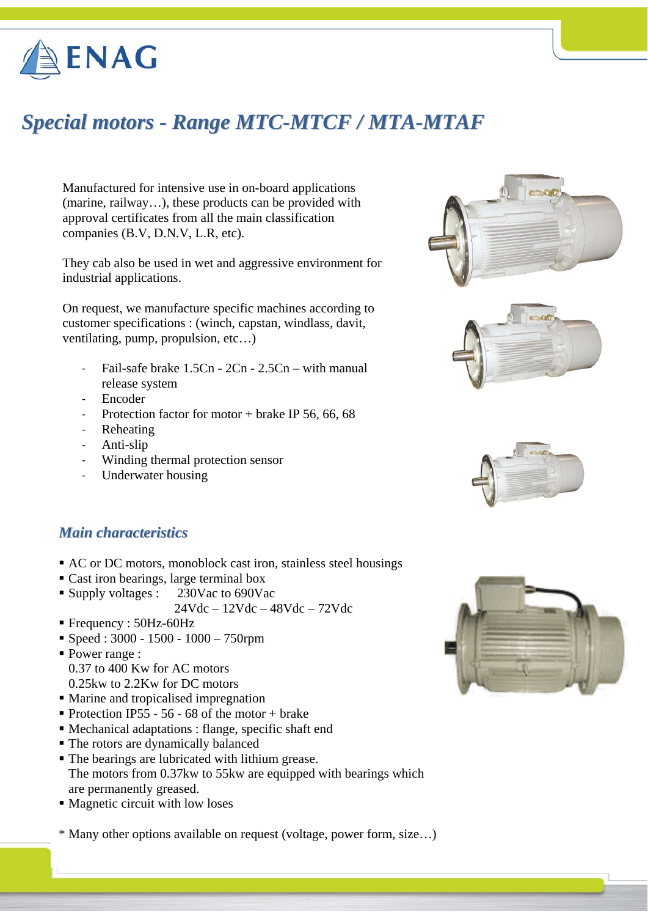ENAG

# Special motors - Range MTC-MTCF / MTA-MTAF

Manufactured for intensive use in on-board applications (marine, railway…), these products can be provided with approval certificates from all the main classification companies (B.V, D.N.V, L.R, etc).

They cab also be used in wet and aggressive environment for industrial applications.

On request, we manufacture specific machines according to customer specifications : (winch, capstan, windlass, davit, ventilating, pump, propulsion, etc…)

- Fail-safe brake 1.5Cn - 2Cn - 2.5Cn – with manual release system
- Encoder
- Protection factor for motor + brake IP 56, 66, 68
- Reheating
- Anti-slip
- Winding thermal protection sensor
- Underwater housing

## Main characteristics

- AC or DC motors, monoblock cast iron, stainless steel housings
- Cast iron bearings, large terminal box
- Supply voltages : 230Vac to 690Vac
  24Vdc – 12Vdc – 48Vdc – 72Vdc
- Frequency : 50Hz-60Hz
- Speed : 3000 - 1500 - 1000 – 750rpm
- Power range :
  0.37 to 400 Kw for AC motors
  0.25kw to 2.2Kw for DC motors
- Marine and tropicalised impregnation
- Protection IP55 - 56 - 68 of the motor + brake
- Mechanical adaptations : flange, specific shaft end
- The rotors are dynamically balanced
- The bearings are lubricated with lithium grease.
  The motors from 0.37kw to 55kw are equipped with bearings which are permanently greased.
- Magnetic circuit with low loses

\* Many other options available on request (voltage, power form, size…)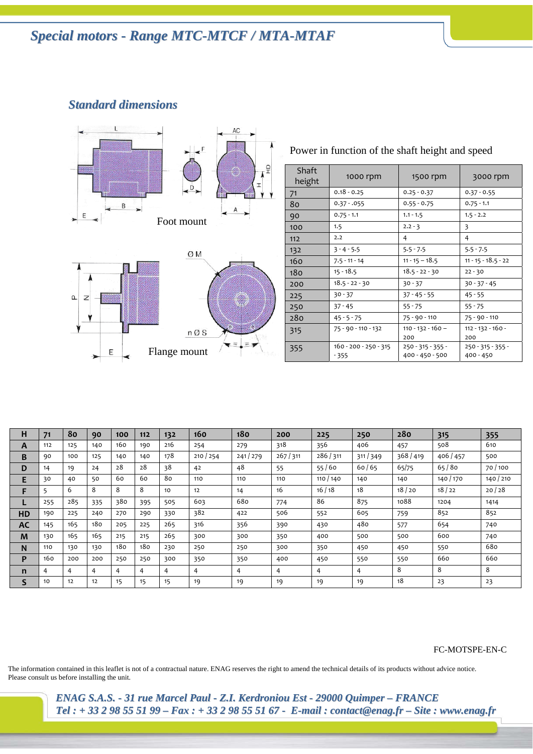# Special motors - Range MTC-MTCF / MTA-MTAF

## Standard dimensions

Foot mount

Flange mount

Power in function of the shaft height and speed

| Shaft height | 1000 rpm | 1500 rpm | 3000 rpm |
|---|---|---|---|
| 71 | 0.18 - 0.25 | 0.25 - 0.37 | 0.37 - 0.55 |
| 80 | 0.37 - .055 | 0.55 - 0.75 | 0.75 - 1.1 |
| 90 | 0.75 - 1.1 | 1.1 - 1.5 | 1.5 - 2.2 |
| 100 | 1.5 | 2.2 - 3 | 3 |
| 112 | 2.2 | 4 | 4 |
| 132 | 3 - 4 - 5.5 | 5.5 - 7.5 | 5.5 - 7.5 |
| 160 | 7.5 - 11 - 14 | 11 - 15 – 18.5 | 11 - 15 - 18.5 - 22 |
| 180 | 15 - 18.5 | 18.5 - 22 - 30 | 22 - 30 |
| 200 | 18.5 - 22 - 30 | 30 - 37 | 30 - 37 - 45 |
| 225 | 30 - 37 | 37 - 45 - 55 | 45 - 55 |
| 250 | 37 - 45 | 55 - 75 | 55 - 75 |
| 280 | 45 - 5 - 75 | 75 - 90 - 110 | 75 - 90 - 110 |
| 315 | 75 - 90 - 110 - 132 | 110 - 132 - 160 – 200 | 112 - 132 - 160 - 200 |
| 355 | 160 - 200 - 250 - 315 - 355 | 250 - 315 - 355 - 400 - 450 - 500 | 250 - 315 - 355 - 400 - 450 |

| H | 71 | 80 | 90 | 100 | 112 | 132 | 160 | 180 | 200 | 225 | 250 | 280 | 315 | 355 |
|---|---|---|---|---|---|---|---|---|---|---|---|---|---|---|
| A | 112 | 125 | 140 | 160 | 190 | 216 | 254 | 279 | 318 | 356 | 406 | 457 | 508 | 610 |
| B | 90 | 100 | 125 | 140 | 140 | 178 | 210 / 254 | 241 / 279 | 267 / 311 | 286 / 311 | 311 / 349 | 368 / 419 | 406 / 457 | 500 |
| D | 14 | 19 | 24 | 28 | 28 | 38 | 42 | 48 | 55 | 55 / 60 | 60 / 65 | 65/75 | 65 / 80 | 70 / 100 |
| E | 30 | 40 | 50 | 60 | 60 | 80 | 110 | 110 | 110 | 110 / 140 | 140 | 140 | 140 / 170 | 140 / 210 |
| F | 5 | 6 | 8 | 8 | 8 | 10 | 12 | 14 | 16 | 16 / 18 | 18 | 18 / 20 | 18 / 22 | 20 / 28 |
| L | 255 | 285 | 335 | 380 | 395 | 505 | 603 | 680 | 774 | 86 | 875 | 1088 | 1204 | 1414 |
| HD | 190 | 225 | 240 | 270 | 290 | 330 | 382 | 422 | 506 | 552 | 605 | 759 | 852 | 852 |
| AC | 145 | 165 | 180 | 205 | 225 | 265 | 316 | 356 | 390 | 430 | 480 | 577 | 654 | 740 |
| M | 130 | 165 | 165 | 215 | 215 | 265 | 300 | 300 | 350 | 400 | 500 | 500 | 600 | 740 |
| N | 110 | 130 | 130 | 180 | 180 | 230 | 250 | 250 | 300 | 350 | 450 | 450 | 550 | 680 |
| P | 160 | 200 | 200 | 250 | 250 | 300 | 350 | 350 | 400 | 450 | 550 | 550 | 660 | 660 |
| n | 4 | 4 | 4 | 4 | 4 | 4 | 4 | 4 | 4 | 4 | 4 | 8 | 8 | 8 |
| S | 10 | 12 | 12 | 15 | 15 | 15 | 19 | 19 | 19 | 19 | 19 | 18 | 23 | 23 |

FC-MOTSPE-EN-C

The information contained in this leaflet is not of a contractual nature. ENAG reserves the right to amend the technical details of its products without advice notice. Please consult us before installing the unit.

*ENAG S.A.S. - 31 rue Marcel Paul - Z.I. Kerdroniou Est - 29000 Quimper – FRANCE*
*Tel : + 33 2 98 55 51 99 – Fax : + 33 2 98 55 51 67 - E-mail : contact@enag.fr – Site : www.enag.fr*